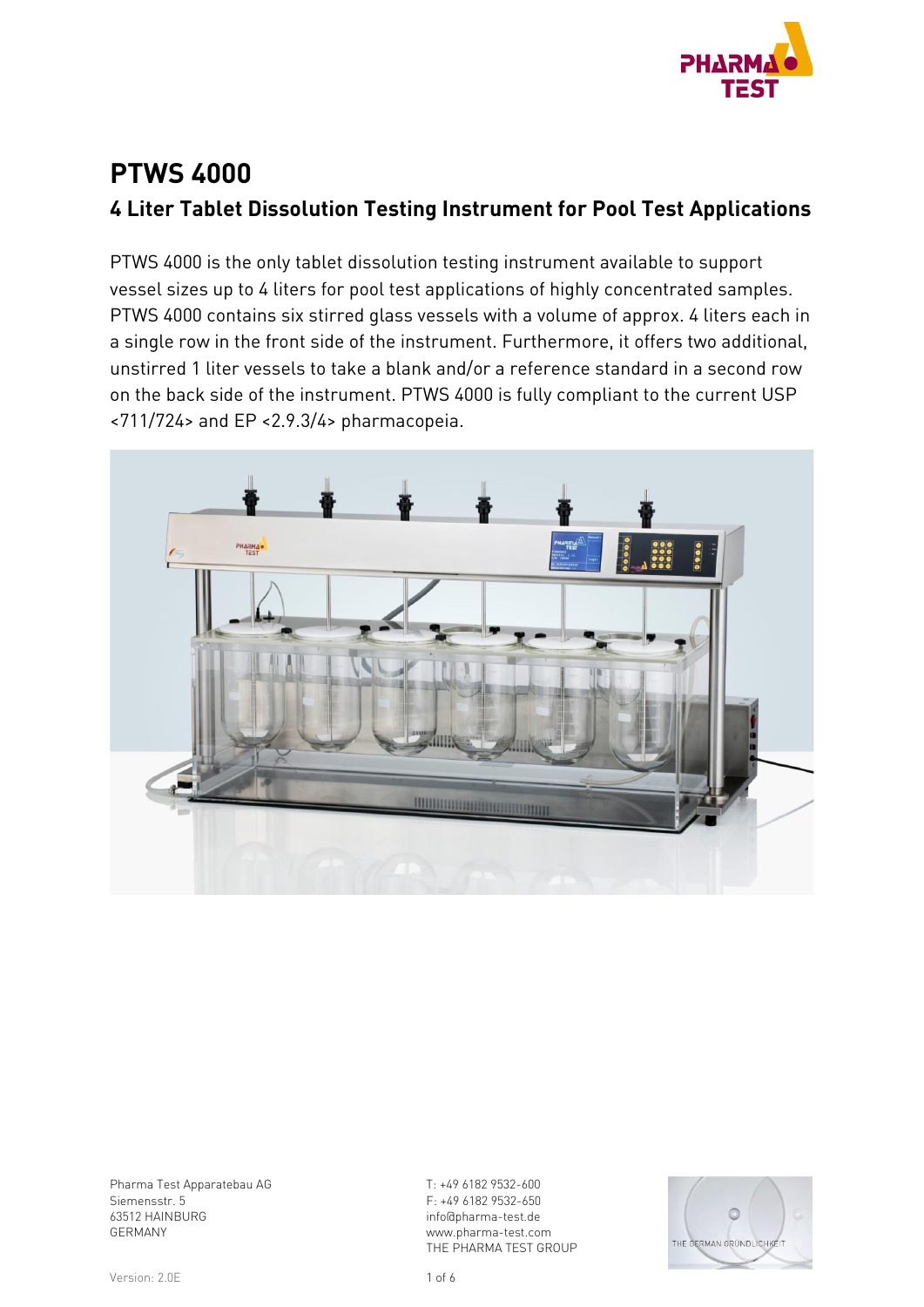# PTWS 4000

## 4 Liter Tablet Dissolution Testing Instrument for Pool Test Applications

PTWS 4000 is the only tablet dissolution testing instrument available to support vessel sizes up to 4 liters for pool test applications of highly concentrated samples. PTWS 4000 contains six stirred glass vessels with a volume of approx. 4 liters each in a single row in the front side of the instrument. Furthermore, it offers two additional, unstirred 1 liter vessels to take a blank and/or a reference standard in a second row on the back side of the instrument. PTWS 4000 is fully compliant to the current USP <711/724> and EP <2.9.3/4> pharmacopeia.

Pharma Test Apparatebau AG
Siemensstr. 5
63512 HAINBURG
GERMANY

T: +49 6182 9532-600
F: +49 6182 9532-650
info@pharma-test.de
www.pharma-test.com
THE PHARMA TEST GROUP

Version: 2.0E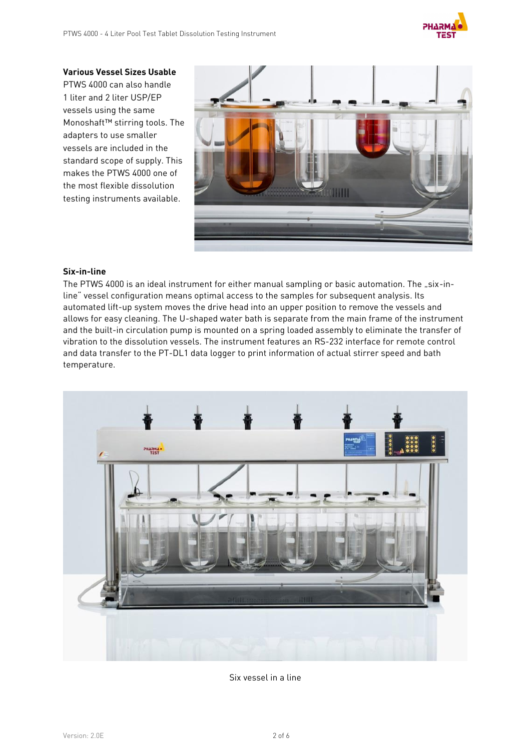**Various Vessel Sizes Usable**
PTWS 4000 can also handle 1 liter and 2 liter USP/EP vessels using the same Monoshaft™ stirring tools. The adapters to use smaller vessels are included in the standard scope of supply. This makes the PTWS 4000 one of the most flexible dissolution testing instruments available.

**Six-in-line**
The PTWS 4000 is an ideal instrument for either manual sampling or basic automation. The „six-in-line" vessel configuration means optimal access to the samples for subsequent analysis. Its automated lift-up system moves the drive head into an upper position to remove the vessels and allows for easy cleaning. The U-shaped water bath is separate from the main frame of the instrument and the built-in circulation pump is mounted on a spring loaded assembly to eliminate the transfer of vibration to the dissolution vessels. The instrument features an RS-232 interface for remote control and data transfer to the PT-DL1 data logger to print information of actual stirrer speed and bath temperature.

Six vessel in a line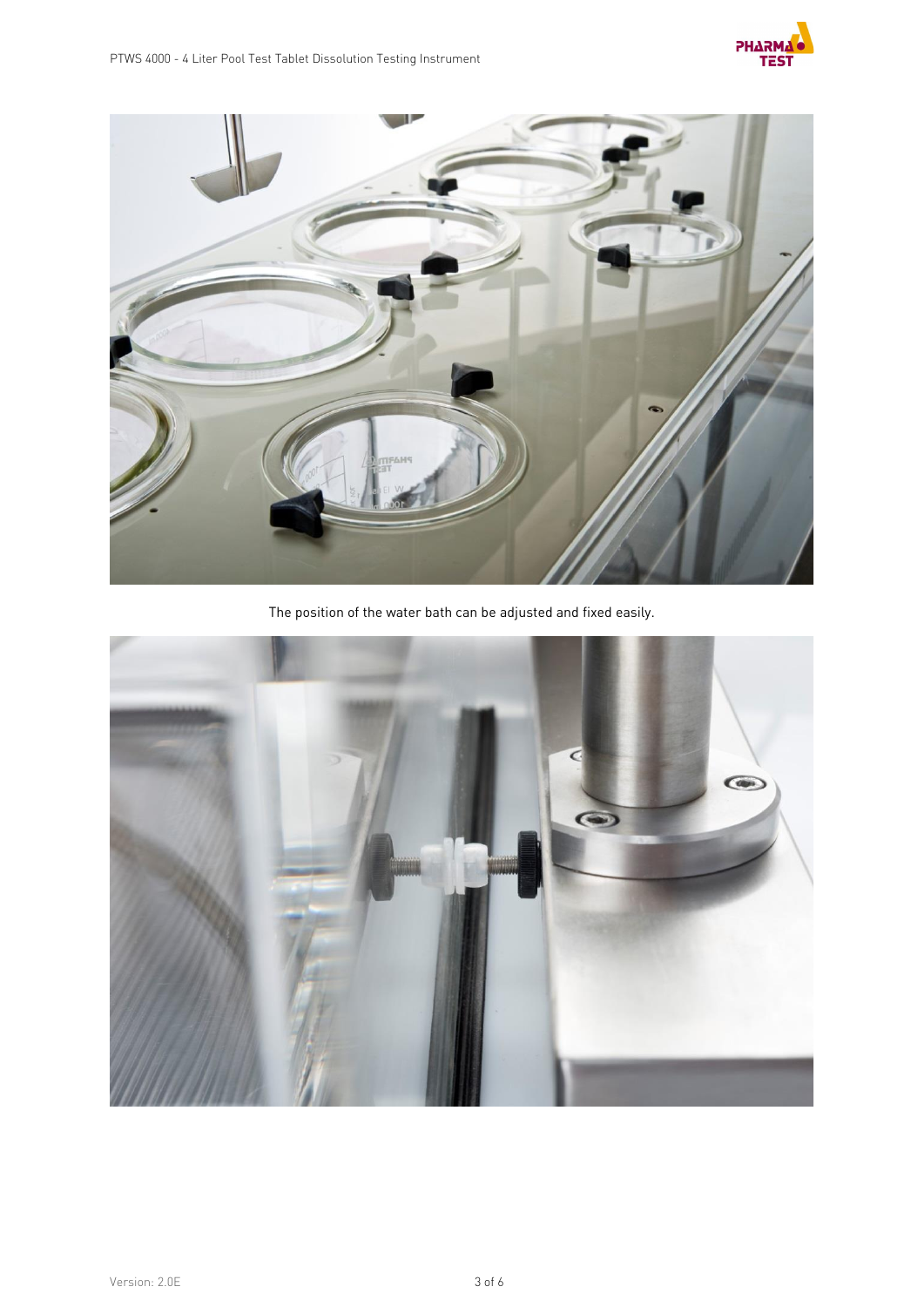The position of the water bath can be adjusted and fixed easily.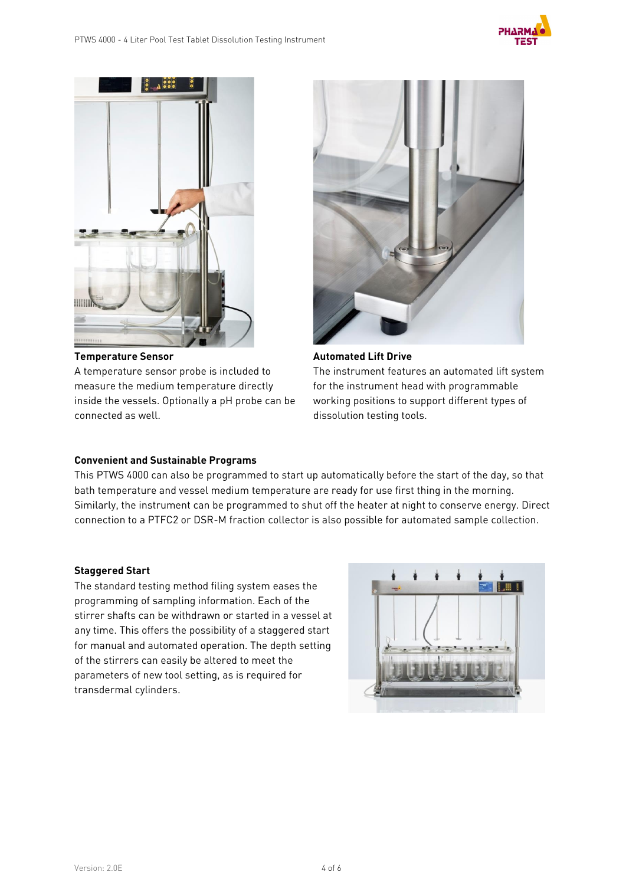**Temperature Sensor**

A temperature sensor probe is included to measure the medium temperature directly inside the vessels. Optionally a pH probe can be connected as well.

**Automated Lift Drive**

The instrument features an automated lift system for the instrument head with programmable working positions to support different types of dissolution testing tools.

**Convenient and Sustainable Programs**

This PTWS 4000 can also be programmed to start up automatically before the start of the day, so that bath temperature and vessel medium temperature are ready for use first thing in the morning. Similarly, the instrument can be programmed to shut off the heater at night to conserve energy. Direct connection to a PTFC2 or DSR-M fraction collector is also possible for automated sample collection.

**Staggered Start**

The standard testing method filing system eases the programming of sampling information. Each of the stirrer shafts can be withdrawn or started in a vessel at any time. This offers the possibility of a staggered start for manual and automated operation. The depth setting of the stirrers can easily be altered to meet the parameters of new tool setting, as is required for transdermal cylinders.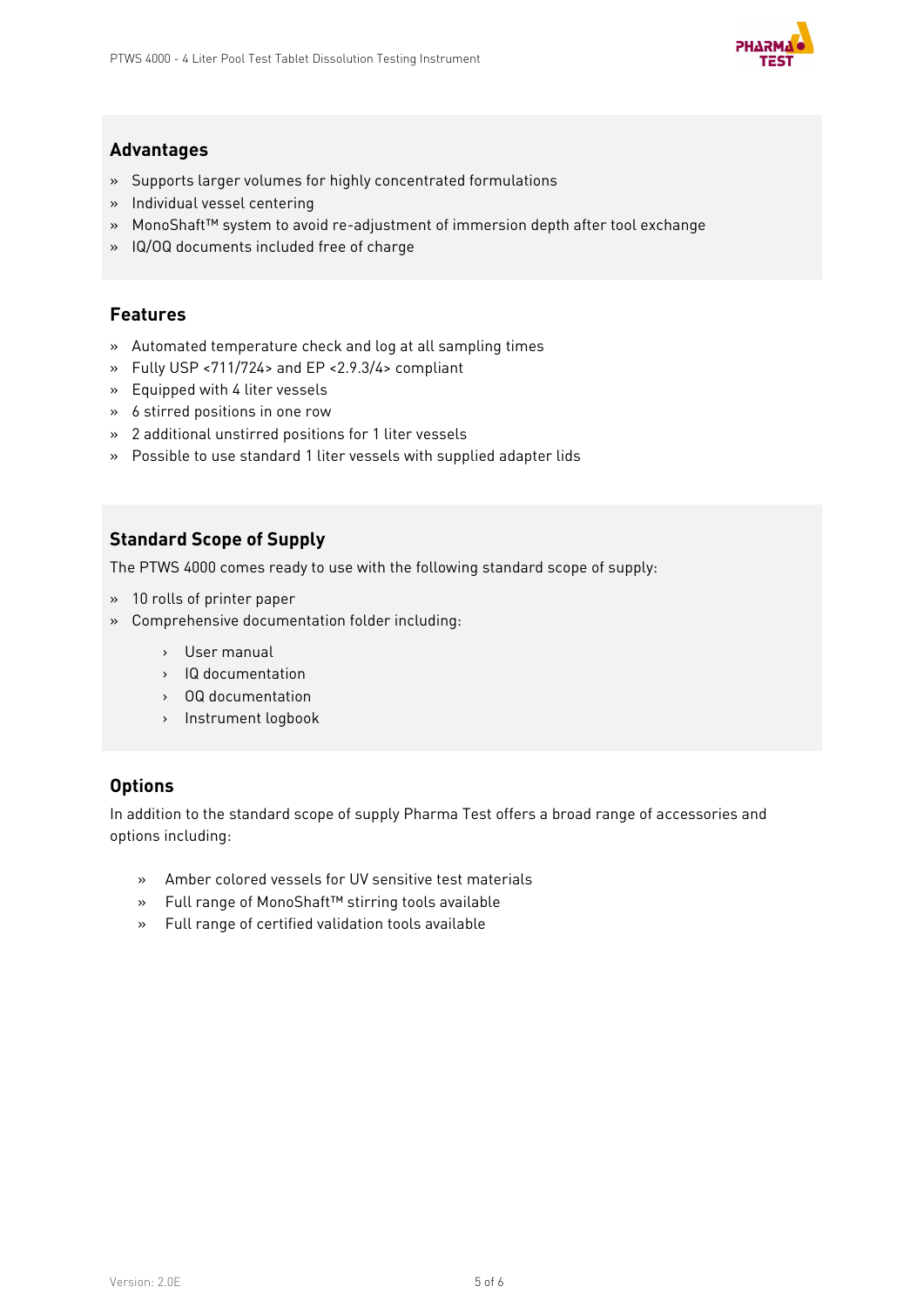## Advantages

- Supports larger volumes for highly concentrated formulations
- Individual vessel centering
- MonoShaft™ system to avoid re-adjustment of immersion depth after tool exchange
- IQ/OQ documents included free of charge

## Features

- Automated temperature check and log at all sampling times
- Fully USP <711/724> and EP <2.9.3/4> compliant
- Equipped with 4 liter vessels
- 6 stirred positions in one row
- 2 additional unstirred positions for 1 liter vessels
- Possible to use standard 1 liter vessels with supplied adapter lids

## Standard Scope of Supply

The PTWS 4000 comes ready to use with the following standard scope of supply:

- 10 rolls of printer paper
- Comprehensive documentation folder including:
    - User manual
    - IQ documentation
    - OQ documentation
    - Instrument logbook

## Options

In addition to the standard scope of supply Pharma Test offers a broad range of accessories and options including:

- Amber colored vessels for UV sensitive test materials
- Full range of MonoShaft™ stirring tools available
- Full range of certified validation tools available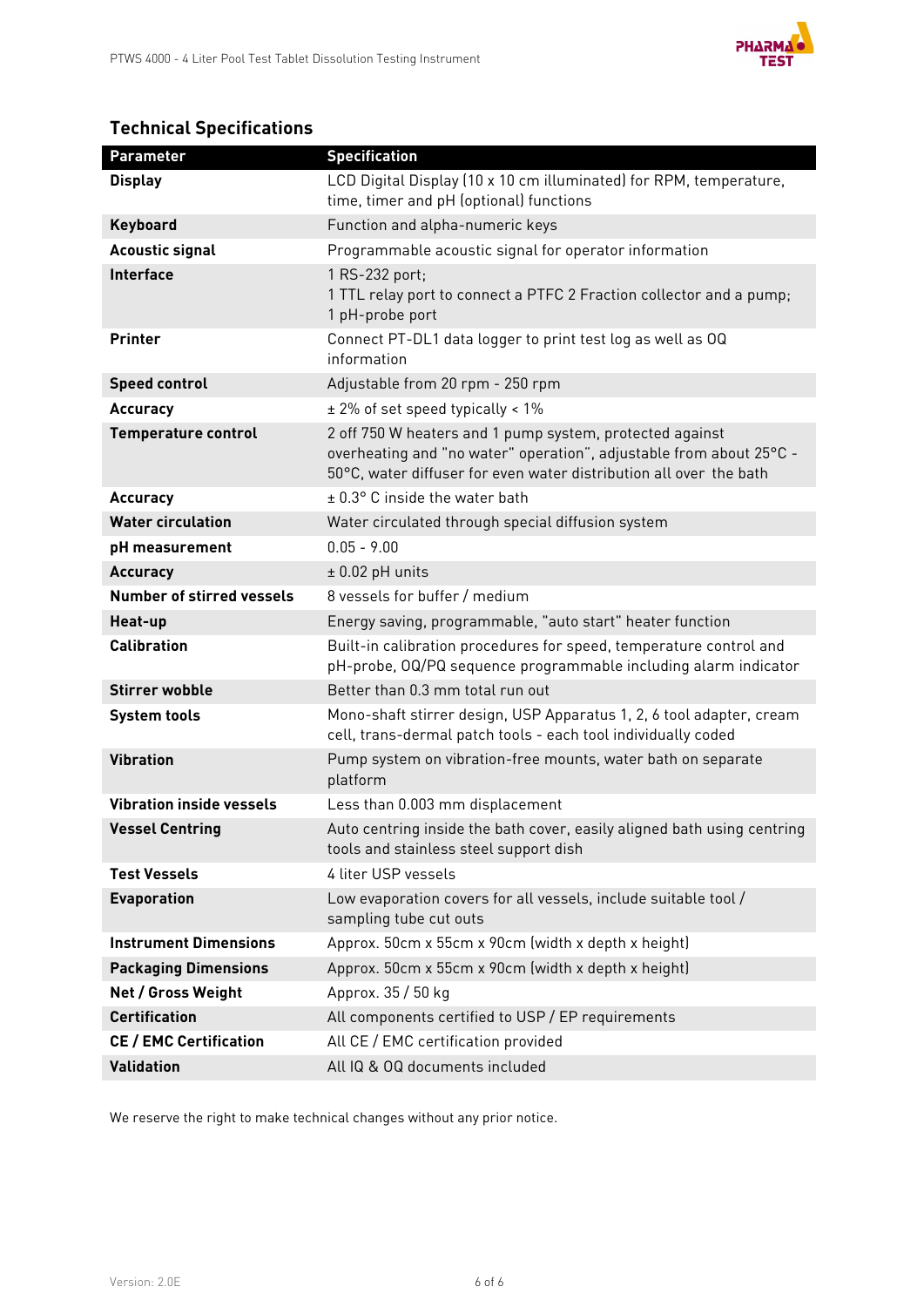## Technical Specifications

| Parameter | Specification |
|---|---|
| **Display** | LCD Digital Display (10 x 10 cm illuminated) for RPM, temperature, time, timer and pH (optional) functions |
| **Keyboard** | Function and alpha-numeric keys |
| **Acoustic signal** | Programmable acoustic signal for operator information |
| **Interface** | 1 RS-232 port;<br>1 TTL relay port to connect a PTFC 2 Fraction collector and a pump;<br>1 pH-probe port |
| **Printer** | Connect PT-DL1 data logger to print test log as well as OQ information |
| **Speed control** | Adjustable from 20 rpm - 250 rpm |
| **Accuracy** | ± 2% of set speed typically < 1% |
| **Temperature control** | 2 off 750 W heaters and 1 pump system, protected against overheating and "no water" operation", adjustable from about 25°C - 50°C, water diffuser for even water distribution all over the bath |
| **Accuracy** | ± 0.3° C inside the water bath |
| **Water circulation** | Water circulated through special diffusion system |
| **pH measurement** | 0.05 - 9.00 |
| **Accuracy** | ± 0.02 pH units |
| **Number of stirred vessels** | 8 vessels for buffer / medium |
| **Heat-up** | Energy saving, programmable, "auto start" heater function |
| **Calibration** | Built-in calibration procedures for speed, temperature control and pH-probe, OQ/PQ sequence programmable including alarm indicator |
| **Stirrer wobble** | Better than 0.3 mm total run out |
| **System tools** | Mono-shaft stirrer design, USP Apparatus 1, 2, 6 tool adapter, cream cell, trans-dermal patch tools - each tool individually coded |
| **Vibration** | Pump system on vibration-free mounts, water bath on separate platform |
| **Vibration inside vessels** | Less than 0.003 mm displacement |
| **Vessel Centring** | Auto centring inside the bath cover, easily aligned bath using centring tools and stainless steel support dish |
| **Test Vessels** | 4 liter USP vessels |
| **Evaporation** | Low evaporation covers for all vessels, include suitable tool / sampling tube cut outs |
| **Instrument Dimensions** | Approx. 50cm x 55cm x 90cm (width x depth x height) |
| **Packaging Dimensions** | Approx. 50cm x 55cm x 90cm (width x depth x height) |
| **Net / Gross Weight** | Approx. 35 / 50 kg |
| **Certification** | All components certified to USP / EP requirements |
| **CE / EMC Certification** | All CE / EMC certification provided |
| **Validation** | All IQ & OQ documents included |

We reserve the right to make technical changes without any prior notice.